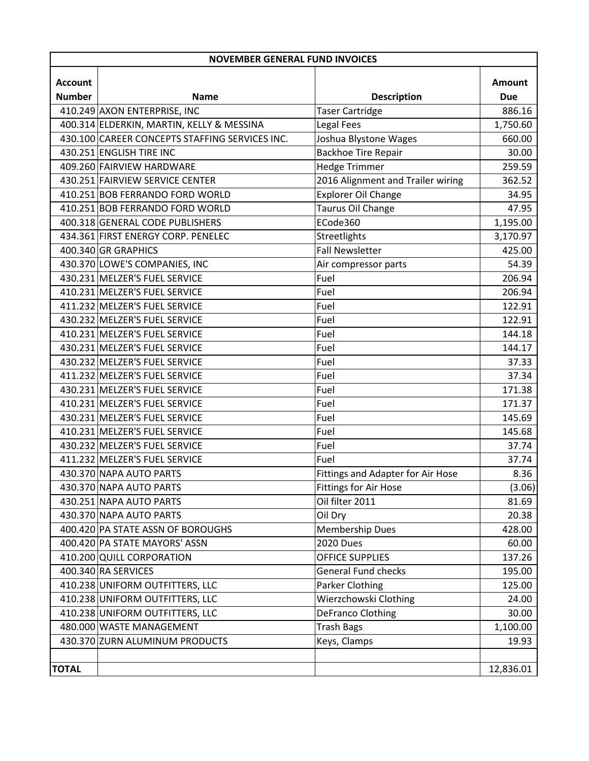| NOVEMBER GENERAL FUND INVOICES | | | |
|---|---|---|---|
| **Account Number** | **Name** | **Description** | **Amount Due** |
| 410.249 | AXON ENTERPRISE, INC | Taser Cartridge | 886.16 |
| 400.314 | ELDERKIN, MARTIN, KELLY & MESSINA | Legal Fees | 1,750.60 |
| 430.100 | CAREER CONCEPTS STAFFING SERVICES INC. | Joshua Blystone Wages | 660.00 |
| 430.251 | ENGLISH TIRE INC | Backhoe Tire Repair | 30.00 |
| 409.260 | FAIRVIEW HARDWARE | Hedge Trimmer | 259.59 |
| 430.251 | FAIRVIEW SERVICE CENTER | 2016 Alignment and Trailer wiring | 362.52 |
| 410.251 | BOB FERRANDO FORD WORLD | Explorer Oil Change | 34.95 |
| 410.251 | BOB FERRANDO FORD WORLD | Taurus Oil Change | 47.95 |
| 400.318 | GENERAL CODE PUBLISHERS | ECode360 | 1,195.00 |
| 434.361 | FIRST ENERGY CORP. PENELEC | Streetlights | 3,170.97 |
| 400.340 | GR GRAPHICS | Fall Newsletter | 425.00 |
| 430.370 | LOWE'S COMPANIES, INC | Air compressor parts | 54.39 |
| 430.231 | MELZER'S FUEL SERVICE | Fuel | 206.94 |
| 410.231 | MELZER'S FUEL SERVICE | Fuel | 206.94 |
| 411.232 | MELZER'S FUEL SERVICE | Fuel | 122.91 |
| 430.232 | MELZER'S FUEL SERVICE | Fuel | 122.91 |
| 410.231 | MELZER'S FUEL SERVICE | Fuel | 144.18 |
| 430.231 | MELZER'S FUEL SERVICE | Fuel | 144.17 |
| 430.232 | MELZER'S FUEL SERVICE | Fuel | 37.33 |
| 411.232 | MELZER'S FUEL SERVICE | Fuel | 37.34 |
| 430.231 | MELZER'S FUEL SERVICE | Fuel | 171.38 |
| 410.231 | MELZER'S FUEL SERVICE | Fuel | 171.37 |
| 430.231 | MELZER'S FUEL SERVICE | Fuel | 145.69 |
| 410.231 | MELZER'S FUEL SERVICE | Fuel | 145.68 |
| 430.232 | MELZER'S FUEL SERVICE | Fuel | 37.74 |
| 411.232 | MELZER'S FUEL SERVICE | Fuel | 37.74 |
| 430.370 | NAPA AUTO PARTS | Fittings and Adapter for Air Hose | 8.36 |
| 430.370 | NAPA AUTO PARTS | Fittings for Air Hose | (3.06) |
| 430.251 | NAPA AUTO PARTS | Oil filter 2011 | 81.69 |
| 430.370 | NAPA AUTO PARTS | Oil Dry | 20.38 |
| 400.420 | PA STATE ASSN OF BOROUGHS | Membership Dues | 428.00 |
| 400.420 | PA STATE MAYORS' ASSN | 2020 Dues | 60.00 |
| 410.200 | QUILL CORPORATION | OFFICE SUPPLIES | 137.26 |
| 400.340 | RA SERVICES | General Fund checks | 195.00 |
| 410.238 | UNIFORM OUTFITTERS, LLC | Parker Clothing | 125.00 |
| 410.238 | UNIFORM OUTFITTERS, LLC | Wierzchowski Clothing | 24.00 |
| 410.238 | UNIFORM OUTFITTERS, LLC | DeFranco Clothing | 30.00 |
| 480.000 | WASTE MANAGEMENT | Trash Bags | 1,100.00 |
| 430.370 | ZURN ALUMINUM PRODUCTS | Keys, Clamps | 19.93 |
| | | | |
| **TOTAL** | | | 12,836.01 |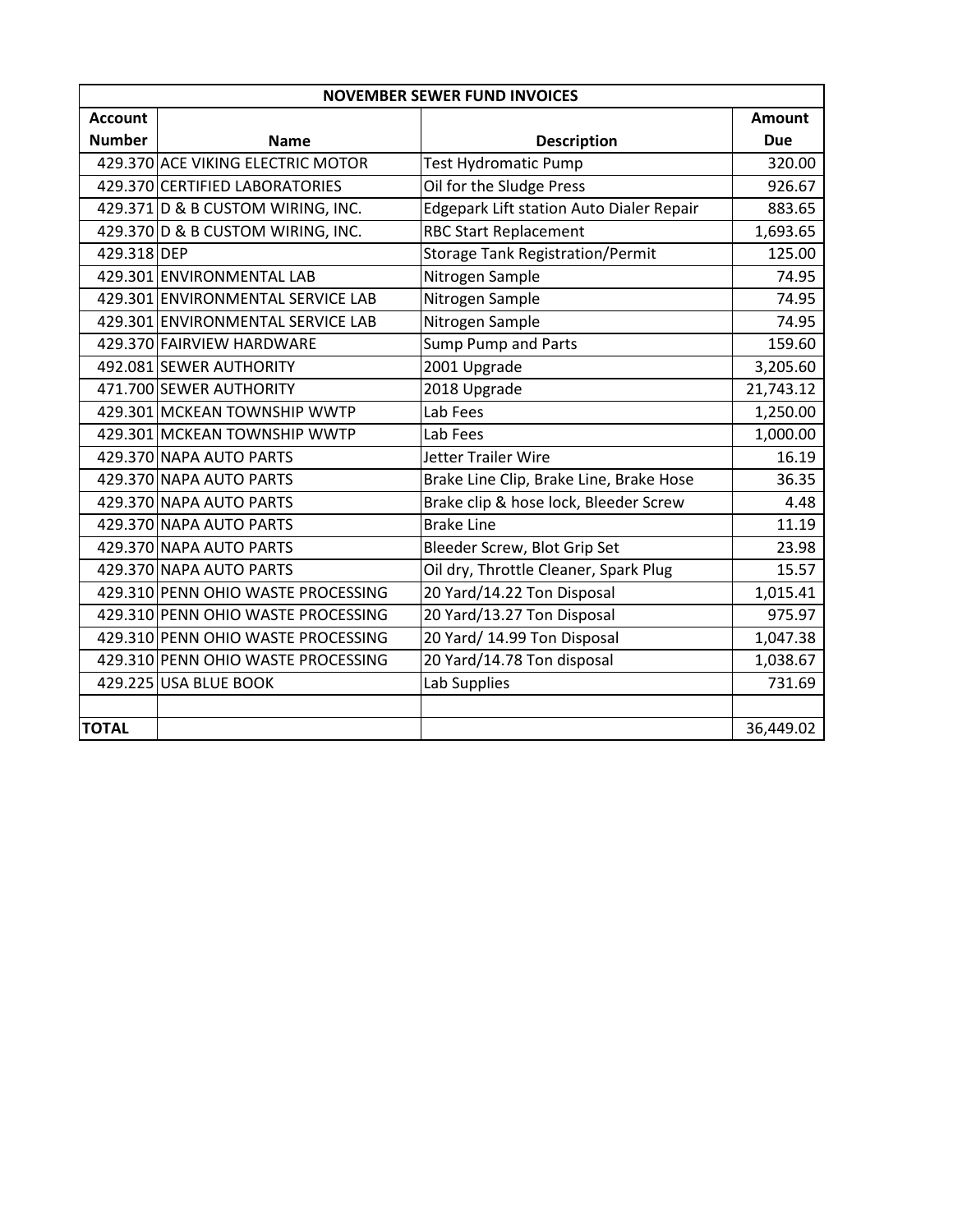| NOVEMBER SEWER FUND INVOICES | | | |
|---|---|---|---|
| Account Number | Name | Description | Amount Due |
| 429.370 | ACE VIKING ELECTRIC MOTOR | Test Hydromatic Pump | 320.00 |
| 429.370 | CERTIFIED LABORATORIES | Oil for the Sludge Press | 926.67 |
| 429.371 | D & B CUSTOM WIRING, INC. | Edgepark Lift station Auto Dialer Repair | 883.65 |
| 429.370 | D & B CUSTOM WIRING, INC. | RBC Start Replacement | 1,693.65 |
| 429.318 | DEP | Storage Tank Registration/Permit | 125.00 |
| 429.301 | ENVIRONMENTAL LAB | Nitrogen Sample | 74.95 |
| 429.301 | ENVIRONMENTAL SERVICE LAB | Nitrogen Sample | 74.95 |
| 429.301 | ENVIRONMENTAL SERVICE LAB | Nitrogen Sample | 74.95 |
| 429.370 | FAIRVIEW HARDWARE | Sump Pump and Parts | 159.60 |
| 492.081 | SEWER AUTHORITY | 2001 Upgrade | 3,205.60 |
| 471.700 | SEWER AUTHORITY | 2018 Upgrade | 21,743.12 |
| 429.301 | MCKEAN TOWNSHIP WWTP | Lab Fees | 1,250.00 |
| 429.301 | MCKEAN TOWNSHIP WWTP | Lab Fees | 1,000.00 |
| 429.370 | NAPA AUTO PARTS | Jetter Trailer Wire | 16.19 |
| 429.370 | NAPA AUTO PARTS | Brake Line Clip, Brake Line, Brake Hose | 36.35 |
| 429.370 | NAPA AUTO PARTS | Brake clip & hose lock, Bleeder Screw | 4.48 |
| 429.370 | NAPA AUTO PARTS | Brake Line | 11.19 |
| 429.370 | NAPA AUTO PARTS | Bleeder Screw, Blot Grip Set | 23.98 |
| 429.370 | NAPA AUTO PARTS | Oil dry, Throttle Cleaner, Spark Plug | 15.57 |
| 429.310 | PENN OHIO WASTE PROCESSING | 20 Yard/14.22 Ton Disposal | 1,015.41 |
| 429.310 | PENN OHIO WASTE PROCESSING | 20 Yard/13.27 Ton Disposal | 975.97 |
| 429.310 | PENN OHIO WASTE PROCESSING | 20 Yard/ 14.99 Ton Disposal | 1,047.38 |
| 429.310 | PENN OHIO WASTE PROCESSING | 20 Yard/14.78 Ton disposal | 1,038.67 |
| 429.225 | USA BLUE BOOK | Lab Supplies | 731.69 |
| | | | |
| **TOTAL** | | | 36,449.02 |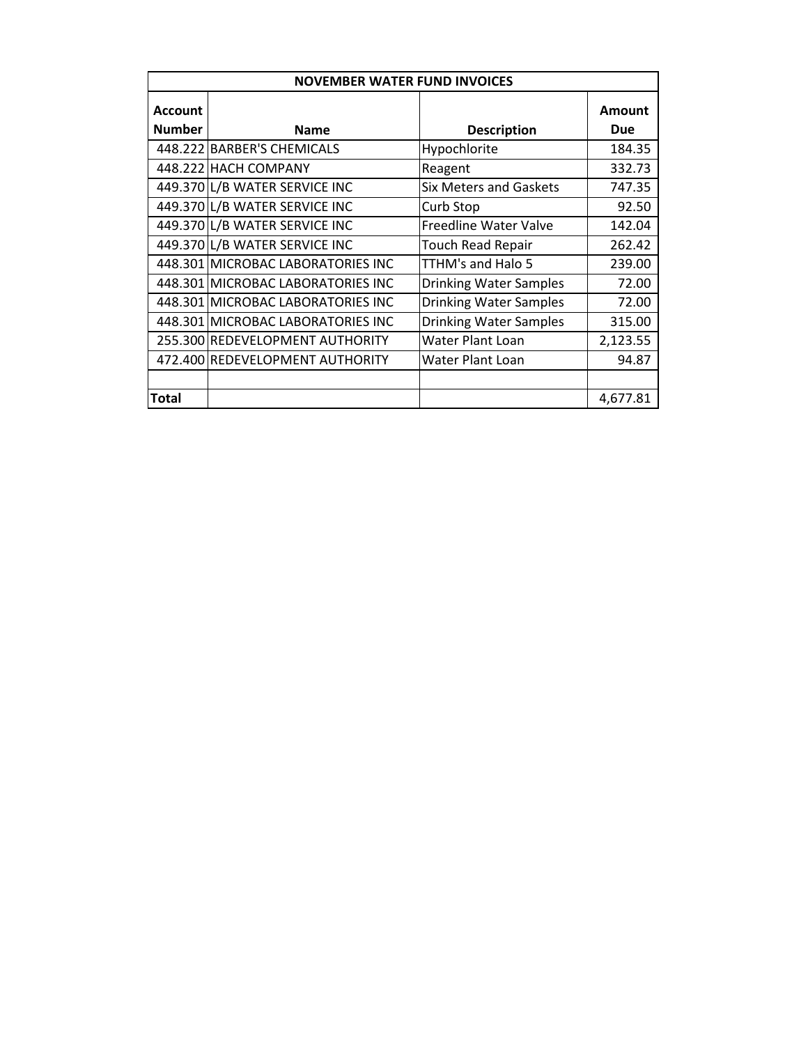| NOVEMBER WATER FUND INVOICES | | | |
|---|---|---|---|
| **Account Number** | **Name** | **Description** | **Amount Due** |
| 448.222 | BARBER'S CHEMICALS | Hypochlorite | 184.35 |
| 448.222 | HACH COMPANY | Reagent | 332.73 |
| 449.370 | L/B WATER SERVICE INC | Six Meters and Gaskets | 747.35 |
| 449.370 | L/B WATER SERVICE INC | Curb Stop | 92.50 |
| 449.370 | L/B WATER SERVICE INC | Freedline Water Valve | 142.04 |
| 449.370 | L/B WATER SERVICE INC | Touch Read Repair | 262.42 |
| 448.301 | MICROBAC LABORATORIES INC | TTHM's and Halo 5 | 239.00 |
| 448.301 | MICROBAC LABORATORIES INC | Drinking Water Samples | 72.00 |
| 448.301 | MICROBAC LABORATORIES INC | Drinking Water Samples | 72.00 |
| 448.301 | MICROBAC LABORATORIES INC | Drinking Water Samples | 315.00 |
| 255.300 | REDEVELOPMENT AUTHORITY | Water Plant Loan | 2,123.55 |
| 472.400 | REDEVELOPMENT AUTHORITY | Water Plant Loan | 94.87 |
| | | | |
| **Total** | | | 4,677.81 |